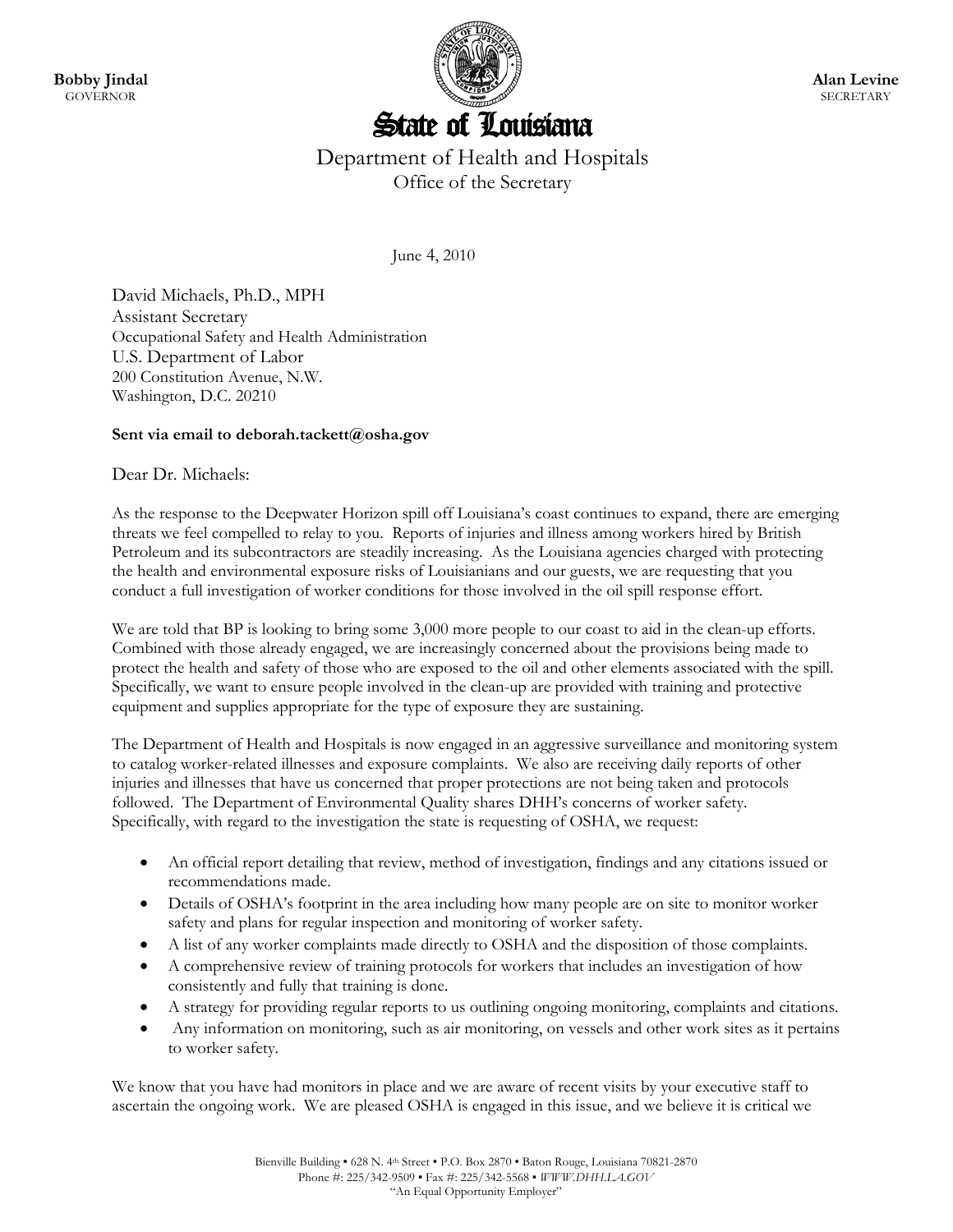**Bobby Jindal**
GOVERNOR

**Alan Levine**
SECRETARY

# State of Louisiana

Department of Health and Hospitals
Office of the Secretary

June 4, 2010

David Michaels, Ph.D., MPH
Assistant Secretary
Occupational Safety and Health Administration
U.S. Department of Labor
200 Constitution Avenue, N.W.
Washington, D.C. 20210

**Sent via email to deborah.tackett@osha.gov**

Dear Dr. Michaels:

As the response to the Deepwater Horizon spill off Louisiana's coast continues to expand, there are emerging threats we feel compelled to relay to you. Reports of injuries and illness among workers hired by British Petroleum and its subcontractors are steadily increasing. As the Louisiana agencies charged with protecting the health and environmental exposure risks of Louisianians and our guests, we are requesting that you conduct a full investigation of worker conditions for those involved in the oil spill response effort.

We are told that BP is looking to bring some 3,000 more people to our coast to aid in the clean-up efforts. Combined with those already engaged, we are increasingly concerned about the provisions being made to protect the health and safety of those who are exposed to the oil and other elements associated with the spill. Specifically, we want to ensure people involved in the clean-up are provided with training and protective equipment and supplies appropriate for the type of exposure they are sustaining.

The Department of Health and Hospitals is now engaged in an aggressive surveillance and monitoring system to catalog worker-related illnesses and exposure complaints. We also are receiving daily reports of other injuries and illnesses that have us concerned that proper protections are not being taken and protocols followed. The Department of Environmental Quality shares DHH's concerns of worker safety. Specifically, with regard to the investigation the state is requesting of OSHA, we request:

- An official report detailing that review, method of investigation, findings and any citations issued or recommendations made.
- Details of OSHA's footprint in the area including how many people are on site to monitor worker safety and plans for regular inspection and monitoring of worker safety.
- A list of any worker complaints made directly to OSHA and the disposition of those complaints.
- A comprehensive review of training protocols for workers that includes an investigation of how consistently and fully that training is done.
- A strategy for providing regular reports to us outlining ongoing monitoring, complaints and citations.
- Any information on monitoring, such as air monitoring, on vessels and other work sites as it pertains to worker safety.

We know that you have had monitors in place and we are aware of recent visits by your executive staff to ascertain the ongoing work. We are pleased OSHA is engaged in this issue, and we believe it is critical we

Bienville Building ▪ 628 N. 4th Street ▪ P.O. Box 2870 ▪ Baton Rouge, Louisiana 70821-2870
Phone #: 225/342-9509 ▪ Fax #: 225/342-5568 ▪ *WWW.DHH.LA.GOV*
"An Equal Opportunity Employer"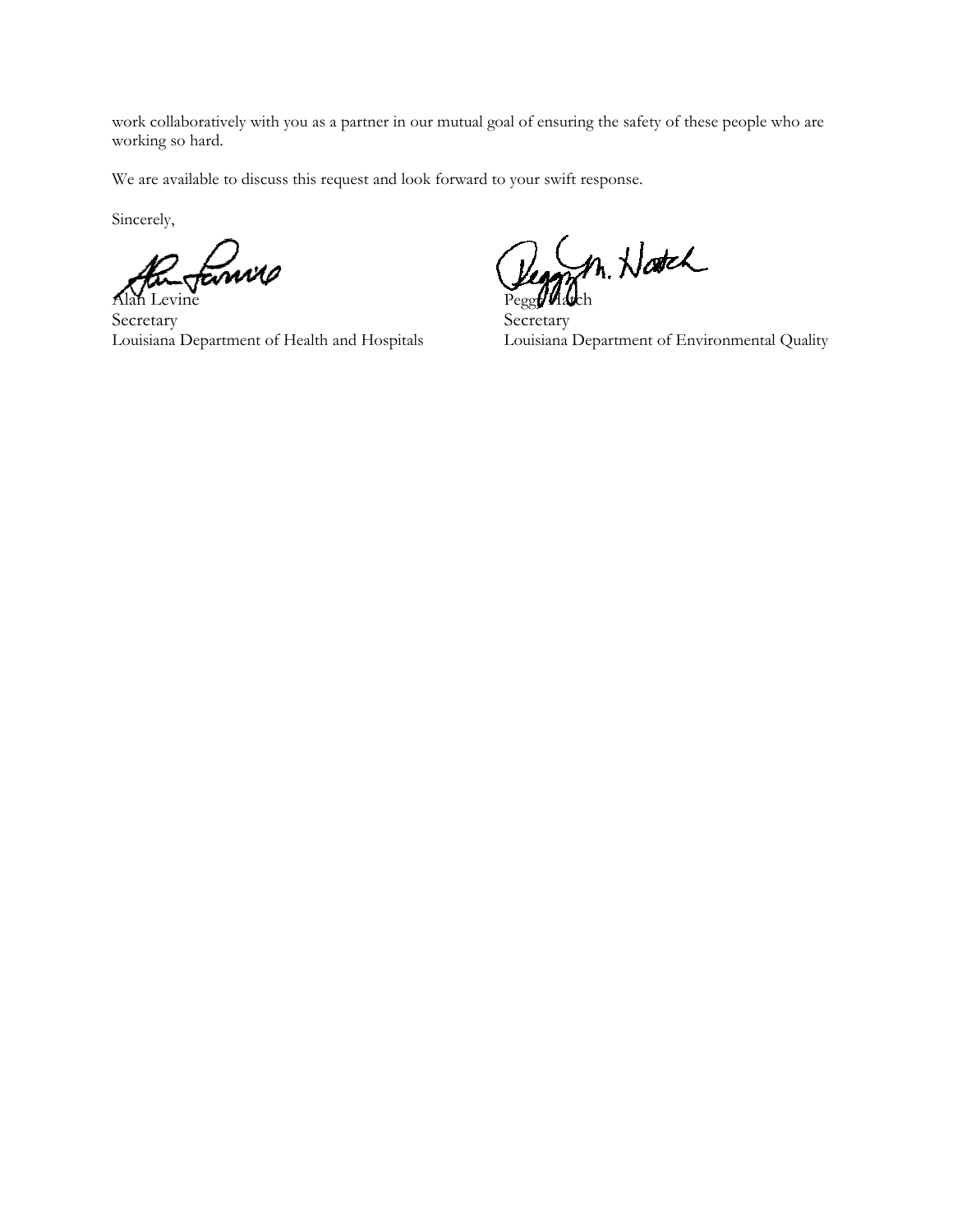work collaboratively with you as a partner in our mutual goal of ensuring the safety of these people who are working so hard.

We are available to discuss this request and look forward to your swift response.

Sincerely,

Alan Levine
Secretary
Louisiana Department of Health and Hospitals

Peggy Hatch
Secretary
Louisiana Department of Environmental Quality